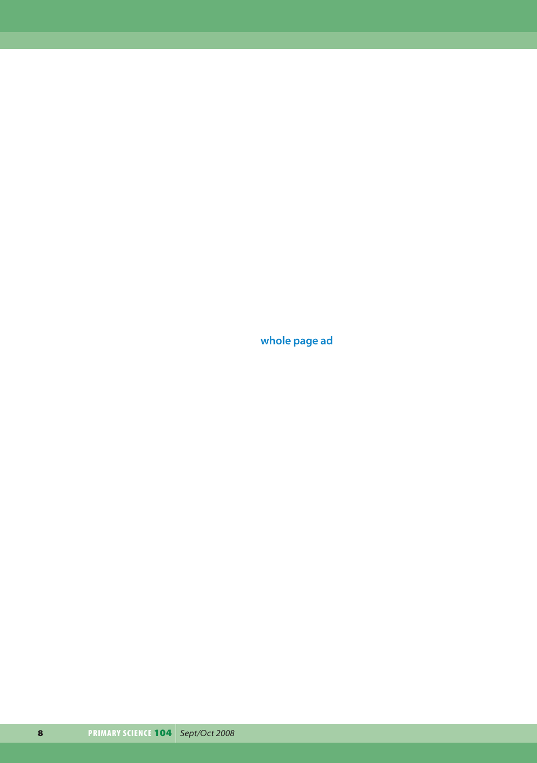whole page ad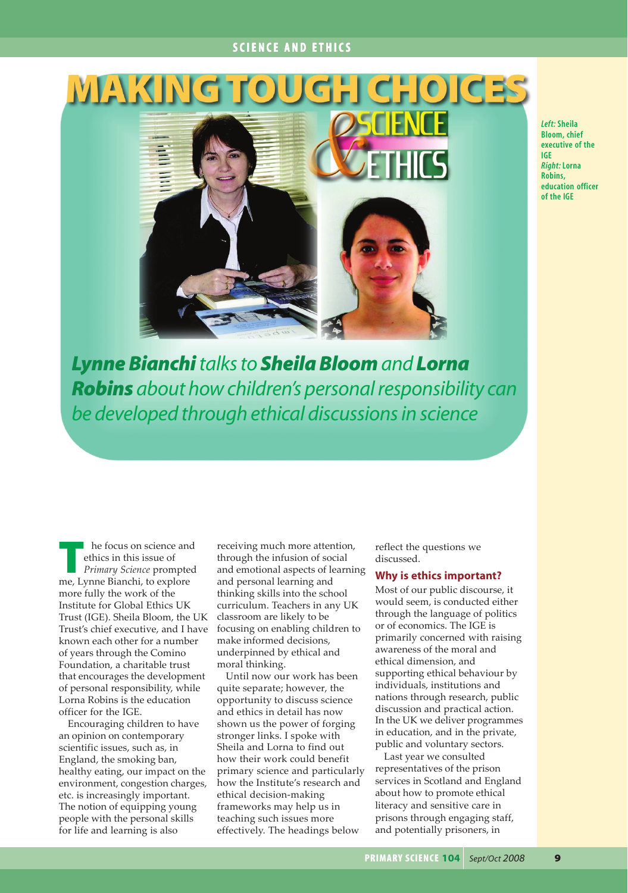# MAKING TOUGH CHOICES

Left: Sheila Bloom, chief executive of the IGE
Right: Lorna Robins, education officer of the IGE

***Lynne Bianchi** talks to **Sheila Bloom** and **Lorna Robins** about how children's personal responsibility can be developed through ethical discussions in science*

The focus on science and ethics in this issue of *Primary Science* prompted me, Lynne Bianchi, to explore more fully the work of the Institute for Global Ethics UK Trust (IGE). Sheila Bloom, the UK Trust's chief executive, and I have known each other for a number of years through the Comino Foundation, a charitable trust that encourages the development of personal responsibility, while Lorna Robins is the education officer for the IGE.

Encouraging children to have an opinion on contemporary scientific issues, such as, in England, the smoking ban, healthy eating, our impact on the environment, congestion charges, etc. is increasingly important. The notion of equipping young people with the personal skills for life and learning is also receiving much more attention, through the infusion of social and emotional aspects of learning and personal learning and thinking skills into the school curriculum. Teachers in any UK classroom are likely to be focusing on enabling children to make informed decisions, underpinned by ethical and moral thinking.

Until now our work has been quite separate; however, the opportunity to discuss science and ethics in detail has now shown us the power of forging stronger links. I spoke with Sheila and Lorna to find out how their work could benefit primary science and particularly how the Institute's research and ethical decision-making frameworks may help us in teaching such issues more effectively. The headings below reflect the questions we discussed.

## Why is ethics important?

Most of our public discourse, it would seem, is conducted either through the language of politics or of economics. The IGE is primarily concerned with raising awareness of the moral and ethical dimension, and supporting ethical behaviour by individuals, institutions and nations through research, public discussion and practical action. In the UK we deliver programmes in education, and in the private, public and voluntary sectors.

Last year we consulted representatives of the prison services in Scotland and England about how to promote ethical literacy and sensitive care in prisons through engaging staff, and potentially prisoners, in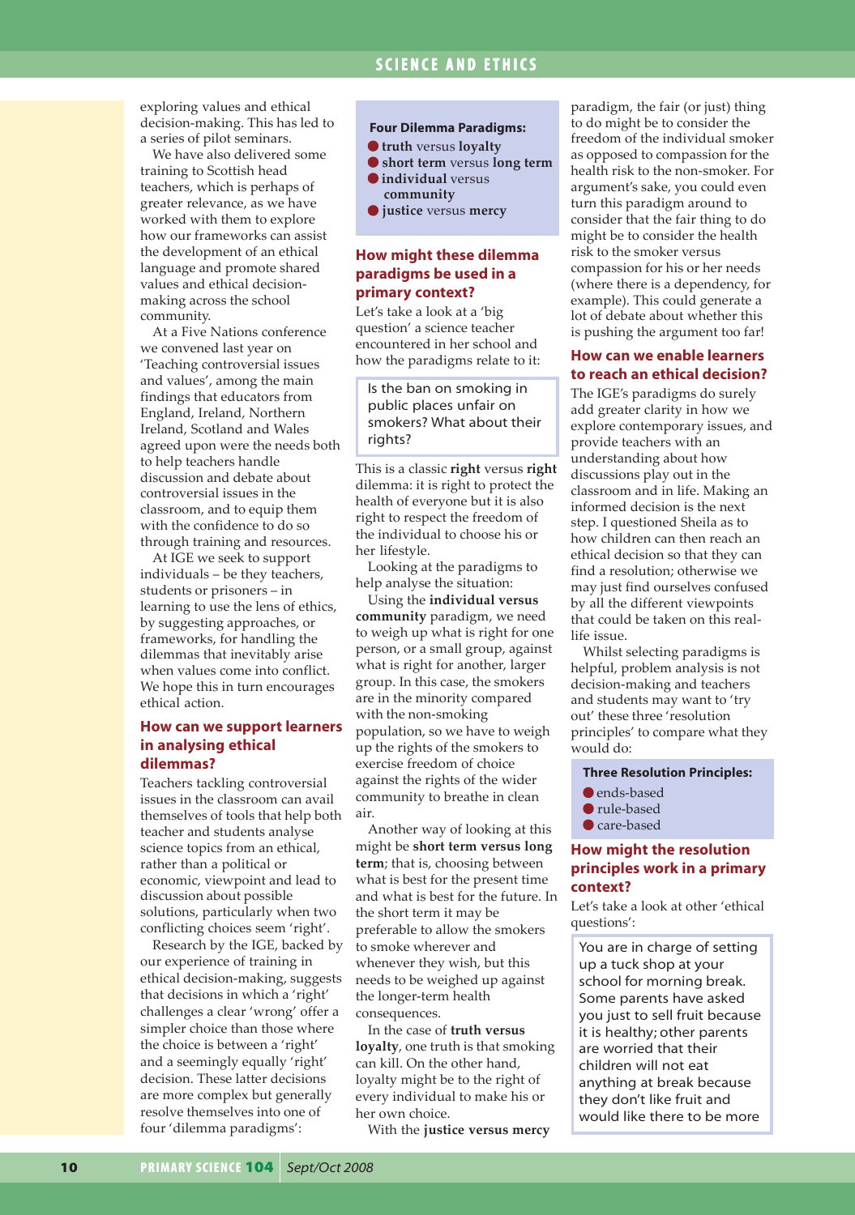exploring values and ethical decision-making. This has led to a series of pilot seminars.

We have also delivered some training to Scottish head teachers, which is perhaps of greater relevance, as we have worked with them to explore how our frameworks can assist the development of an ethical language and promote shared values and ethical decision-making across the school community.

At a Five Nations conference we convened last year on 'Teaching controversial issues and values', among the main findings that educators from England, Ireland, Northern Ireland, Scotland and Wales agreed upon were the needs both to help teachers handle discussion and debate about controversial issues in the classroom, and to equip them with the confidence to do so through training and resources.

At IGE we seek to support individuals – be they teachers, students or prisoners – in learning to use the lens of ethics, by suggesting approaches, or frameworks, for handling the dilemmas that inevitably arise when values come into conflict. We hope this in turn encourages ethical action.

## How can we support learners in analysing ethical dilemmas?

Teachers tackling controversial issues in the classroom can avail themselves of tools that help both teacher and students analyse science topics from an ethical, rather than a political or economic, viewpoint and lead to discussion about possible solutions, particularly when two conflicting choices seem 'right'.

Research by the IGE, backed by our experience of training in ethical decision-making, suggests that decisions in which a 'right' challenges a clear 'wrong' offer a simpler choice than those where the choice is between a 'right' and a seemingly equally 'right' decision. These latter decisions are more complex but generally resolve themselves into one of four 'dilemma paradigms':

**Four Dilemma Paradigms:**

- **truth** versus **loyalty**
- **short term** versus **long term**
- **individual** versus **community**
- **justice** versus **mercy**

## How might these dilemma paradigms be used in a primary context?

Let's take a look at a 'big question' a science teacher encountered in her school and how the paradigms relate to it:

> Is the ban on smoking in public places unfair on smokers? What about their rights?

This is a classic **right** versus **right** dilemma: it is right to protect the health of everyone but it is also right to respect the freedom of the individual to choose his or her lifestyle.

Looking at the paradigms to help analyse the situation:

Using the **individual versus community** paradigm, we need to weigh up what is right for one person, or a small group, against what is right for another, larger group. In this case, the smokers are in the minority compared with the non-smoking population, so we have to weigh up the rights of the smokers to exercise freedom of choice against the rights of the wider community to breathe in clean air.

Another way of looking at this might be **short term versus long term**; that is, choosing between what is best for the present time and what is best for the future. In the short term it may be preferable to allow the smokers to smoke wherever and whenever they wish, but this needs to be weighed up against the longer-term health consequences.

In the case of **truth versus loyalty**, one truth is that smoking can kill. On the other hand, loyalty might be to the right of every individual to make his or her own choice.

With the **justice versus mercy** paradigm, the fair (or just) thing to do might be to consider the freedom of the individual smoker as opposed to compassion for the health risk to the non-smoker. For argument's sake, you could even turn this paradigm around to consider that the fair thing to do might be to consider the health risk to the smoker versus compassion for his or her needs (where there is a dependency, for example). This could generate a lot of debate about whether this is pushing the argument too far!

## How can we enable learners to reach an ethical decision?

The IGE's paradigms do surely add greater clarity in how we explore contemporary issues, and provide teachers with an understanding about how discussions play out in the classroom and in life. Making an informed decision is the next step. I questioned Sheila as to how children can then reach an ethical decision so that they can find a resolution; otherwise we may just find ourselves confused by all the different viewpoints that could be taken on this real-life issue.

Whilst selecting paradigms is helpful, problem analysis is not decision-making and teachers and students may want to 'try out' these three 'resolution principles' to compare what they would do:

**Three Resolution Principles:**

- ends-based
- rule-based
- care-based

## How might the resolution principles work in a primary context?

Let's take a look at other 'ethical questions':

> You are in charge of setting up a tuck shop at your school for morning break. Some parents have asked you just to sell fruit because it is healthy; other parents are worried that their children will not eat anything at break because they don't like fruit and would like there to be more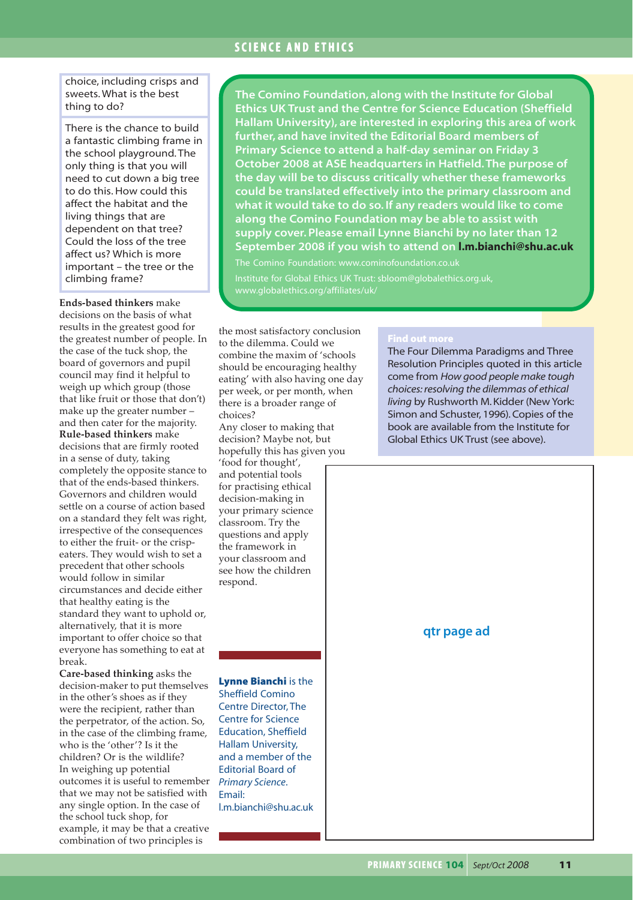choice, including crisps and sweets. What is the best thing to do?

There is the chance to build a fantastic climbing frame in the school playground. The only thing is that you will need to cut down a big tree to do this. How could this affect the habitat and the living things that are dependent on that tree? Could the loss of the tree affect us? Which is more important – the tree or the climbing frame?

**Ends-based thinkers** make decisions on the basis of what results in the greatest good for the greatest number of people. In the case of the tuck shop, the board of governors and pupil council may find it helpful to weigh up which group (those that like fruit or those that don't) make up the greater number – and then cater for the majority.

**Rule-based thinkers** make decisions that are firmly rooted in a sense of duty, taking completely the opposite stance to that of the ends-based thinkers. Governors and children would settle on a course of action based on a standard they felt was right, irrespective of the consequences to either the fruit- or the crisp-eaters. They would wish to set a precedent that other schools would follow in similar circumstances and decide either that healthy eating is the standard they want to uphold or, alternatively, that it is more important to offer choice so that everyone has something to eat at break.

**Care-based thinking** asks the decision-maker to put themselves in the other's shoes as if they were the recipient, rather than the perpetrator, of the action. So, in the case of the climbing frame, who is the 'other'? Is it the children? Or is the wildlife?

In weighing up potential outcomes it is useful to remember that we may not be satisfied with any single option. In the case of the school tuck shop, for example, it may be that a creative combination of two principles is the most satisfactory conclusion to the dilemma. Could we combine the maxim of 'schools should be encouraging healthy eating' with also having one day per week, or per month, when there is a broader range of choices?

Any closer to making that decision? Maybe not, but hopefully this has given you 'food for thought', and potential tools for practising ethical decision-making in your primary science classroom. Try the questions and apply the framework in your classroom and see how the children respond.

**The Comino Foundation, along with the Institute for Global Ethics UK Trust and the Centre for Science Education (Sheffield Hallam University), are interested in exploring this area of work further, and have invited the Editorial Board members of Primary Science to attend a half-day seminar on Friday 3 October 2008 at ASE headquarters in Hatfield. The purpose of the day will be to discuss critically whether these frameworks could be translated effectively into the primary classroom and what it would take to do so. If any readers would like to come along the Comino Foundation may be able to assist with supply cover. Please email Lynne Bianchi by no later than 12 September 2008 if you wish to attend on l.m.bianchi@shu.ac.uk**

The Comino Foundation: www.cominofoundation.co.uk

Institute for Global Ethics UK Trust: sbloom@globalethics.org.uk, www.globalethics.org/affiliates/uk/

### Find out more

The Four Dilemma Paradigms and Three Resolution Principles quoted in this article come from *How good people make tough choices: resolving the dilemmas of ethical living* by Rushworth M. Kidder (New York: Simon and Schuster, 1996). Copies of the book are available from the Institute for Global Ethics UK Trust (see above).

**Lynne Bianchi** is the Sheffield Comino Centre Director, The Centre for Science Education, Sheffield Hallam University, and a member of the Editorial Board of *Primary Science*. Email: l.m.bianchi@shu.ac.uk

qtr page ad